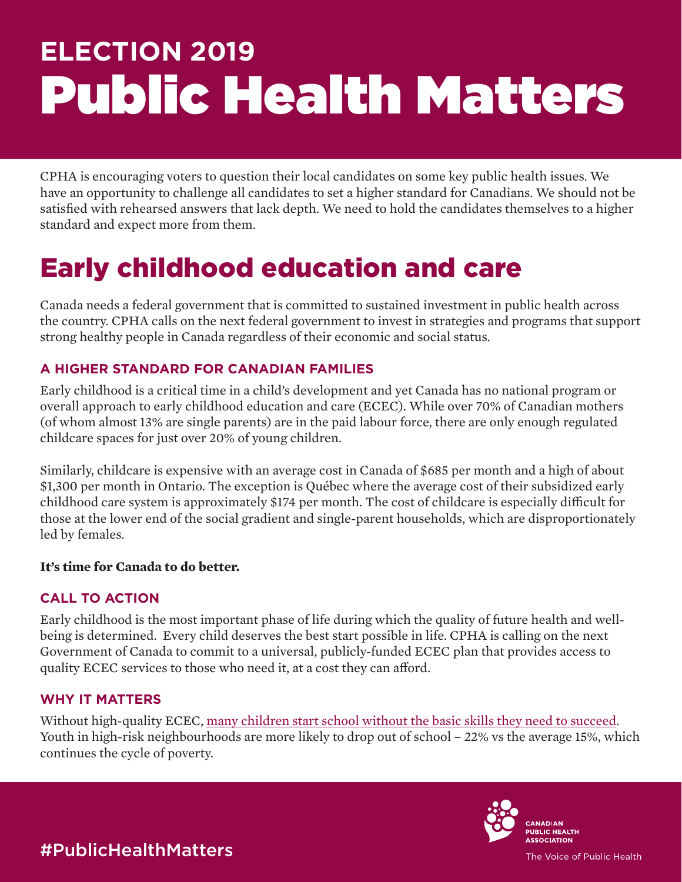# ELECTION 2019
# Public Health Matters

CPHA is encouraging voters to question their local candidates on some key public health issues. We have an opportunity to challenge all candidates to set a higher standard for Canadians. We should not be satisfied with rehearsed answers that lack depth. We need to hold the candidates themselves to a higher standard and expect more from them.

## Early childhood education and care

Canada needs a federal government that is committed to sustained investment in public health across the country. CPHA calls on the next federal government to invest in strategies and programs that support strong healthy people in Canada regardless of their economic and social status.

### A HIGHER STANDARD FOR CANADIAN FAMILIES

Early childhood is a critical time in a child's development and yet Canada has no national program or overall approach to early childhood education and care (ECEC). While over 70% of Canadian mothers (of whom almost 13% are single parents) are in the paid labour force, there are only enough regulated childcare spaces for just over 20% of young children.

Similarly, childcare is expensive with an average cost in Canada of $685 per month and a high of about $1,300 per month in Ontario. The exception is Québec where the average cost of their subsidized early childhood care system is approximately $174 per month. The cost of childcare is especially difficult for those at the lower end of the social gradient and single-parent households, which are disproportionately led by females.

**It's time for Canada to do better.**

### CALL TO ACTION

Early childhood is the most important phase of life during which the quality of future health and well-being is determined. Every child deserves the best start possible in life. CPHA is calling on the next Government of Canada to commit to a universal, publicly-funded ECEC plan that provides access to quality ECEC services to those who need it, at a cost they can afford.

### WHY IT MATTERS

Without high-quality ECEC, many children start school without the basic skills they need to succeed. Youth in high-risk neighbourhoods are more likely to drop out of school – 22% vs the average 15%, which continues the cycle of poverty.

#PublicHealthMatters

CANADIAN PUBLIC HEALTH ASSOCIATION

The Voice of Public Health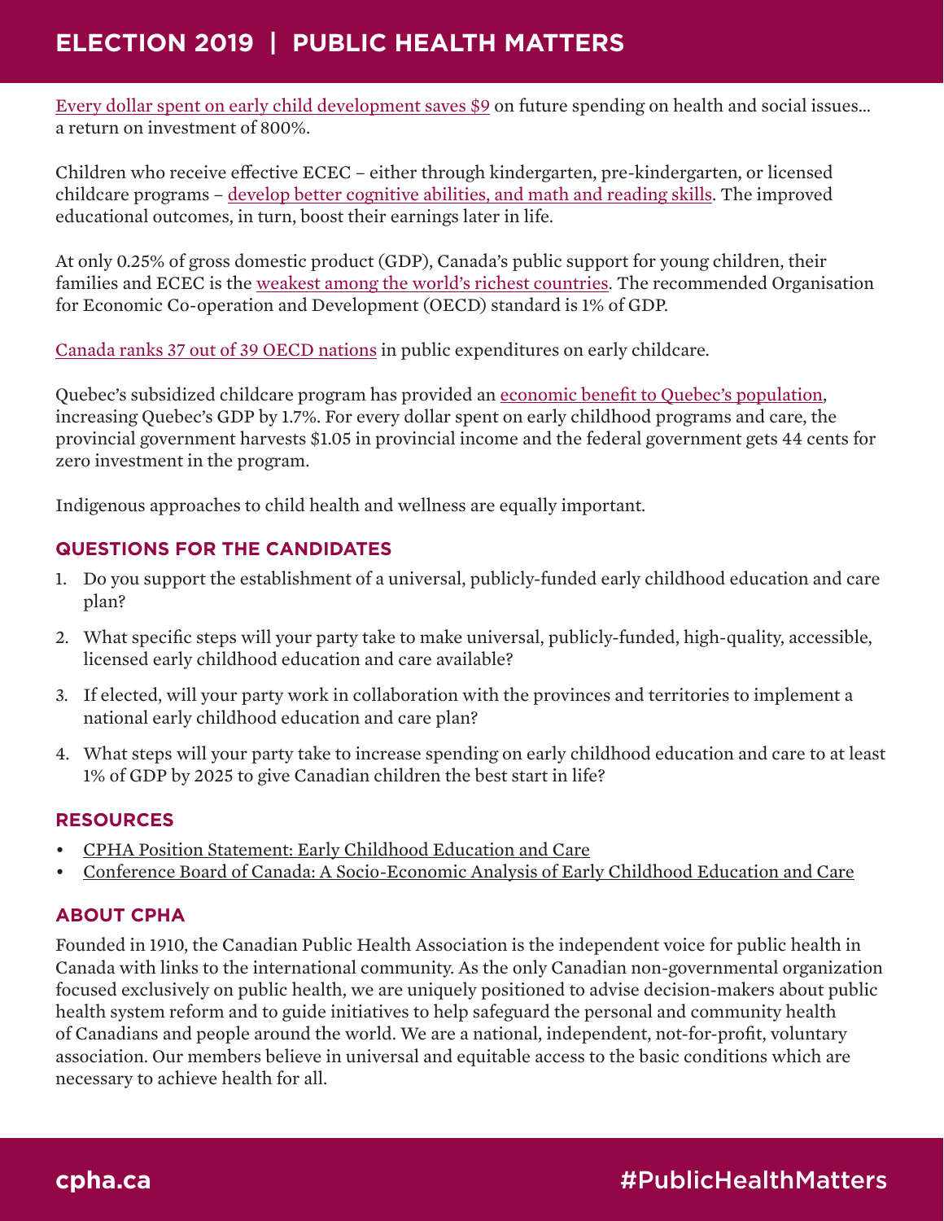Every dollar spent on early child development saves $9 on future spending on health and social issues... a return on investment of 800%.

Children who receive effective ECEC – either through kindergarten, pre-kindergarten, or licensed childcare programs – develop better cognitive abilities, and math and reading skills. The improved educational outcomes, in turn, boost their earnings later in life.

At only 0.25% of gross domestic product (GDP), Canada's public support for young children, their families and ECEC is the weakest among the world's richest countries. The recommended Organisation for Economic Co-operation and Development (OECD) standard is 1% of GDP.

Canada ranks 37 out of 39 OECD nations in public expenditures on early childcare.

Quebec's subsidized childcare program has provided an economic benefit to Quebec's population, increasing Quebec's GDP by 1.7%. For every dollar spent on early childhood programs and care, the provincial government harvests $1.05 in provincial income and the federal government gets 44 cents for zero investment in the program.

Indigenous approaches to child health and wellness are equally important.

## QUESTIONS FOR THE CANDIDATES

1. Do you support the establishment of a universal, publicly-funded early childhood education and care plan?
2. What specific steps will your party take to make universal, publicly-funded, high-quality, accessible, licensed early childhood education and care available?
3. If elected, will your party work in collaboration with the provinces and territories to implement a national early childhood education and care plan?
4. What steps will your party take to increase spending on early childhood education and care to at least 1% of GDP by 2025 to give Canadian children the best start in life?

## RESOURCES

- CPHA Position Statement: Early Childhood Education and Care
- Conference Board of Canada: A Socio-Economic Analysis of Early Childhood Education and Care

## ABOUT CPHA

Founded in 1910, the Canadian Public Health Association is the independent voice for public health in Canada with links to the international community. As the only Canadian non-governmental organization focused exclusively on public health, we are uniquely positioned to advise decision-makers about public health system reform and to guide initiatives to help safeguard the personal and community health of Canadians and people around the world. We are a national, independent, not-for-profit, voluntary association. Our members believe in universal and equitable access to the basic conditions which are necessary to achieve health for all.